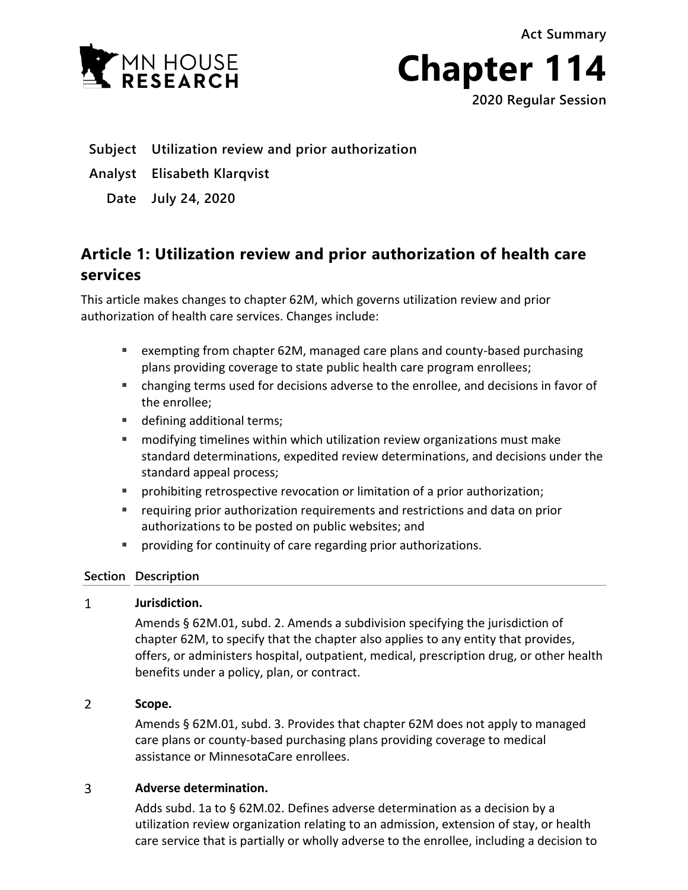MN HOUSE RESEARCH

Act Summary

# Chapter 114

2020 Regular Session

**Subject** Utilization review and prior authorization

**Analyst** Elisabeth Klarqvist

**Date** July 24, 2020

## Article 1: Utilization review and prior authorization of health care services

This article makes changes to chapter 62M, which governs utilization review and prior authorization of health care services. Changes include:

- exempting from chapter 62M, managed care plans and county-based purchasing plans providing coverage to state public health care program enrollees;
- changing terms used for decisions adverse to the enrollee, and decisions in favor of the enrollee;
- defining additional terms;
- modifying timelines within which utilization review organizations must make standard determinations, expedited review determinations, and decisions under the standard appeal process;
- prohibiting retrospective revocation or limitation of a prior authorization;
- requiring prior authorization requirements and restrictions and data on prior authorizations to be posted on public websites; and
- providing for continuity of care regarding prior authorizations.

| Section | Description |
|---|---|
| 1 | **Jurisdiction.**<br>Amends § 62M.01, subd. 2. Amends a subdivision specifying the jurisdiction of chapter 62M, to specify that the chapter also applies to any entity that provides, offers, or administers hospital, outpatient, medical, prescription drug, or other health benefits under a policy, plan, or contract. |
| 2 | **Scope.**<br>Amends § 62M.01, subd. 3. Provides that chapter 62M does not apply to managed care plans or county-based purchasing plans providing coverage to medical assistance or MinnesotaCare enrollees. |
| 3 | **Adverse determination.**<br>Adds subd. 1a to § 62M.02. Defines adverse determination as a decision by a utilization review organization relating to an admission, extension of stay, or health care service that is partially or wholly adverse to the enrollee, including a decision to |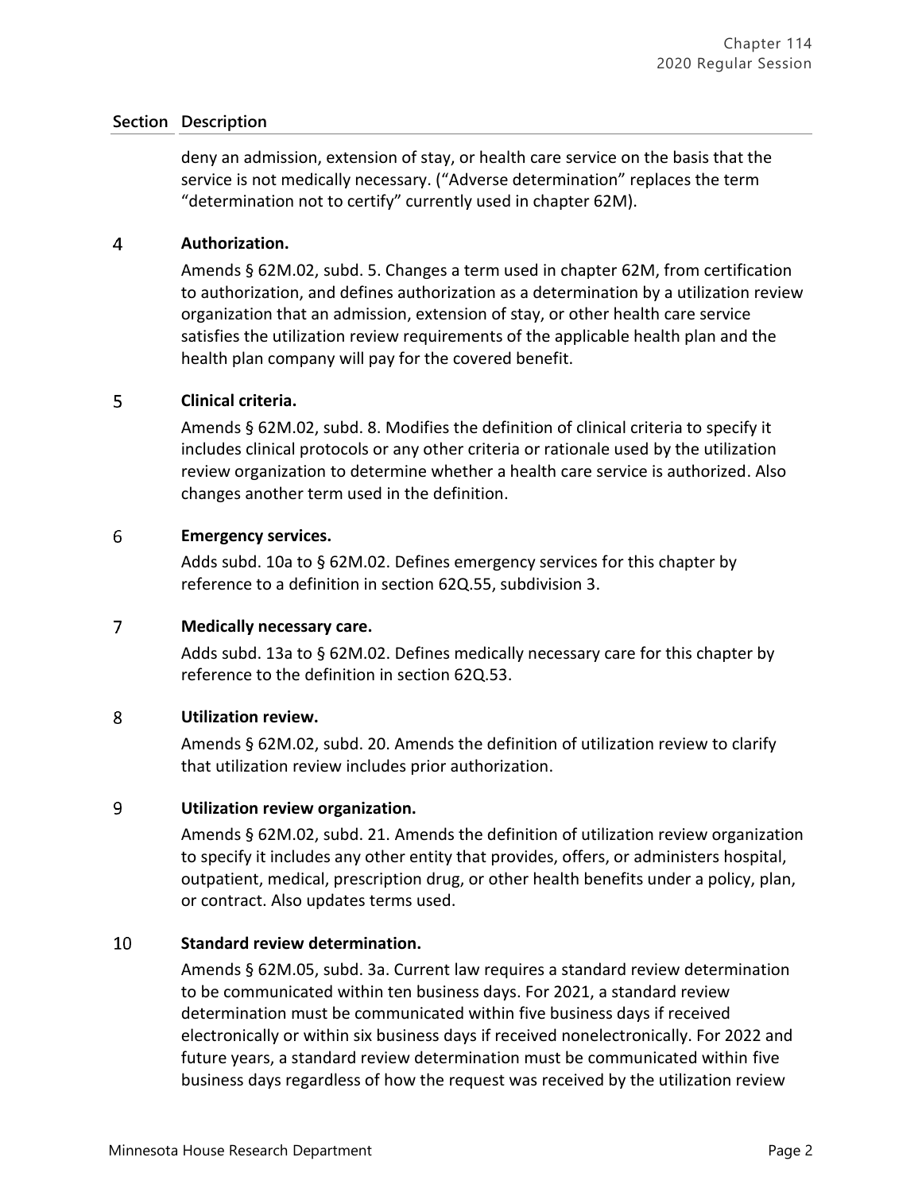| Section | Description |
|---|---|
| | deny an admission, extension of stay, or health care service on the basis that the service is not medically necessary. ("Adverse determination" replaces the term "determination not to certify" currently used in chapter 62M). |
| 4 | **Authorization.**<br>Amends § 62M.02, subd. 5. Changes a term used in chapter 62M, from certification to authorization, and defines authorization as a determination by a utilization review organization that an admission, extension of stay, or other health care service satisfies the utilization review requirements of the applicable health plan and the health plan company will pay for the covered benefit. |
| 5 | **Clinical criteria.**<br>Amends § 62M.02, subd. 8. Modifies the definition of clinical criteria to specify it includes clinical protocols or any other criteria or rationale used by the utilization review organization to determine whether a health care service is authorized. Also changes another term used in the definition. |
| 6 | **Emergency services.**<br>Adds subd. 10a to § 62M.02. Defines emergency services for this chapter by reference to a definition in section 62Q.55, subdivision 3. |
| 7 | **Medically necessary care.**<br>Adds subd. 13a to § 62M.02. Defines medically necessary care for this chapter by reference to the definition in section 62Q.53. |
| 8 | **Utilization review.**<br>Amends § 62M.02, subd. 20. Amends the definition of utilization review to clarify that utilization review includes prior authorization. |
| 9 | **Utilization review organization.**<br>Amends § 62M.02, subd. 21. Amends the definition of utilization review organization to specify it includes any other entity that provides, offers, or administers hospital, outpatient, medical, prescription drug, or other health benefits under a policy, plan, or contract. Also updates terms used. |
| 10 | **Standard review determination.**<br>Amends § 62M.05, subd. 3a. Current law requires a standard review determination to be communicated within ten business days. For 2021, a standard review determination must be communicated within five business days if received electronically or within six business days if received nonelectronically. For 2022 and future years, a standard review determination must be communicated within five business days regardless of how the request was received by the utilization review |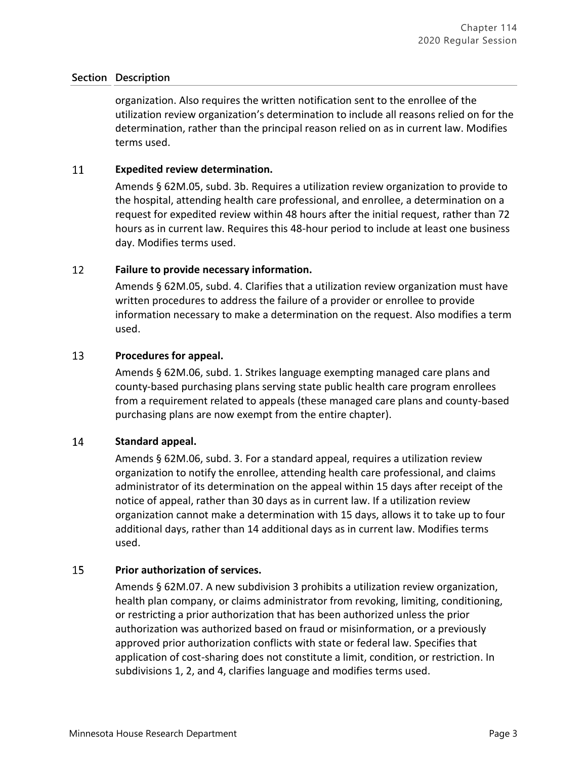| Section | Description |
|---|---|
| | organization. Also requires the written notification sent to the enrollee of the utilization review organization's determination to include all reasons relied on for the determination, rather than the principal reason relied on as in current law. Modifies terms used. |
| 11 | **Expedited review determination.** Amends § 62M.05, subd. 3b. Requires a utilization review organization to provide to the hospital, attending health care professional, and enrollee, a determination on a request for expedited review within 48 hours after the initial request, rather than 72 hours as in current law. Requires this 48-hour period to include at least one business day. Modifies terms used. |
| 12 | **Failure to provide necessary information.** Amends § 62M.05, subd. 4. Clarifies that a utilization review organization must have written procedures to address the failure of a provider or enrollee to provide information necessary to make a determination on the request. Also modifies a term used. |
| 13 | **Procedures for appeal.** Amends § 62M.06, subd. 1. Strikes language exempting managed care plans and county-based purchasing plans serving state public health care program enrollees from a requirement related to appeals (these managed care plans and county-based purchasing plans are now exempt from the entire chapter). |
| 14 | **Standard appeal.** Amends § 62M.06, subd. 3. For a standard appeal, requires a utilization review organization to notify the enrollee, attending health care professional, and claims administrator of its determination on the appeal within 15 days after receipt of the notice of appeal, rather than 30 days as in current law. If a utilization review organization cannot make a determination with 15 days, allows it to take up to four additional days, rather than 14 additional days as in current law. Modifies terms used. |
| 15 | **Prior authorization of services.** Amends § 62M.07. A new subdivision 3 prohibits a utilization review organization, health plan company, or claims administrator from revoking, limiting, conditioning, or restricting a prior authorization that has been authorized unless the prior authorization was authorized based on fraud or misinformation, or a previously approved prior authorization conflicts with state or federal law. Specifies that application of cost-sharing does not constitute a limit, condition, or restriction. In subdivisions 1, 2, and 4, clarifies language and modifies terms used. |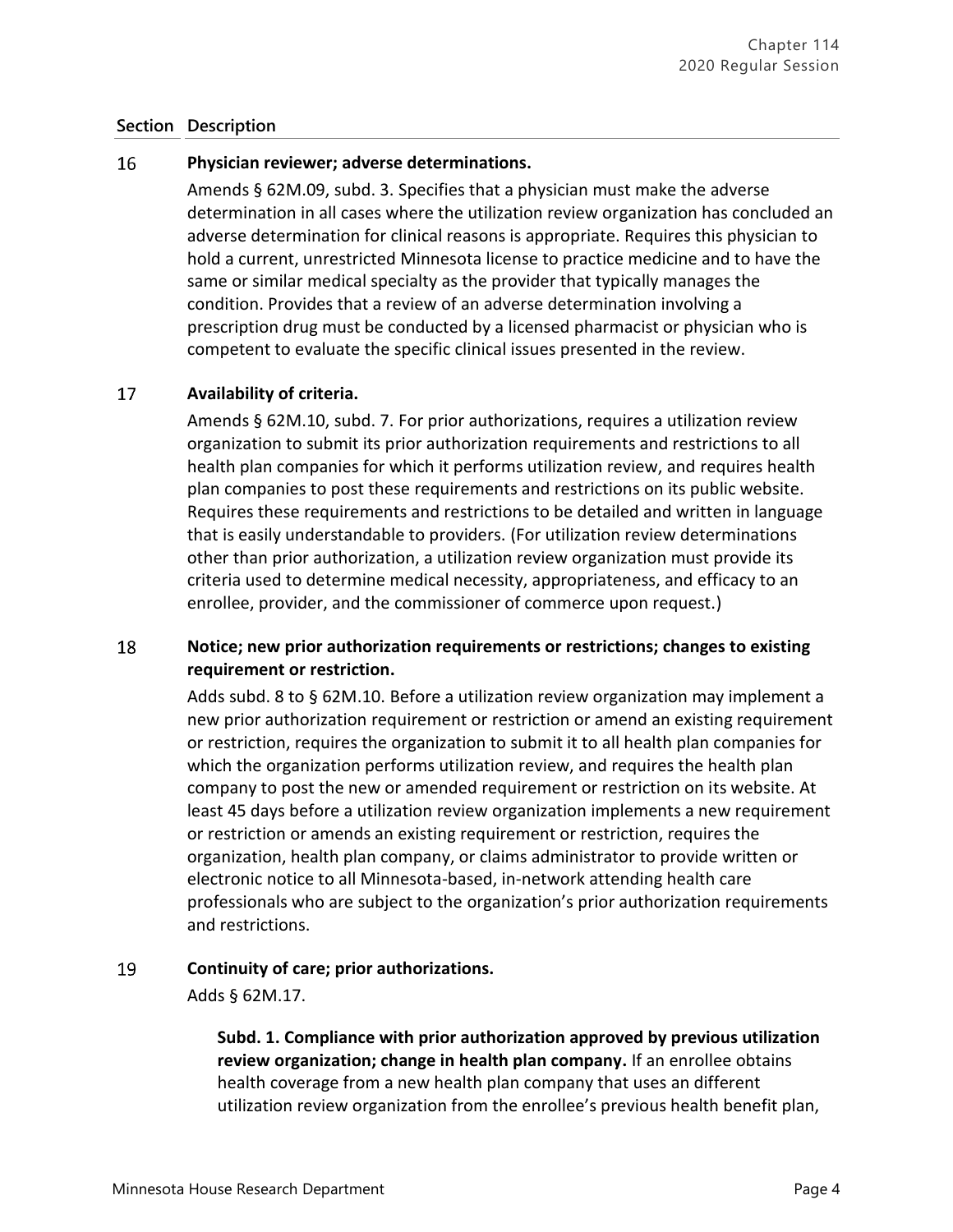| Section | Description |
|---|---|
| 16 | **Physician reviewer; adverse determinations.** Amends § 62M.09, subd. 3. Specifies that a physician must make the adverse determination in all cases where the utilization review organization has concluded an adverse determination for clinical reasons is appropriate. Requires this physician to hold a current, unrestricted Minnesota license to practice medicine and to have the same or similar medical specialty as the provider that typically manages the condition. Provides that a review of an adverse determination involving a prescription drug must be conducted by a licensed pharmacist or physician who is competent to evaluate the specific clinical issues presented in the review. |
| 17 | **Availability of criteria.** Amends § 62M.10, subd. 7. For prior authorizations, requires a utilization review organization to submit its prior authorization requirements and restrictions to all health plan companies for which it performs utilization review, and requires health plan companies to post these requirements and restrictions on its public website. Requires these requirements and restrictions to be detailed and written in language that is easily understandable to providers. (For utilization review determinations other than prior authorization, a utilization review organization must provide its criteria used to determine medical necessity, appropriateness, and efficacy to an enrollee, provider, and the commissioner of commerce upon request.) |
| 18 | **Notice; new prior authorization requirements or restrictions; changes to existing requirement or restriction.** Adds subd. 8 to § 62M.10. Before a utilization review organization may implement a new prior authorization requirement or restriction or amend an existing requirement or restriction, requires the organization to submit it to all health plan companies for which the organization performs utilization review, and requires the health plan company to post the new or amended requirement or restriction on its website. At least 45 days before a utilization review organization implements a new requirement or restriction or amends an existing requirement or restriction, requires the organization, health plan company, or claims administrator to provide written or electronic notice to all Minnesota-based, in-network attending health care professionals who are subject to the organization's prior authorization requirements and restrictions. |
| 19 | **Continuity of care; prior authorizations.** Adds § 62M.17.<br><br>**Subd. 1. Compliance with prior authorization approved by previous utilization review organization; change in health plan company.** If an enrollee obtains health coverage from a new health plan company that uses an different utilization review organization from the enrollee's previous health benefit plan, |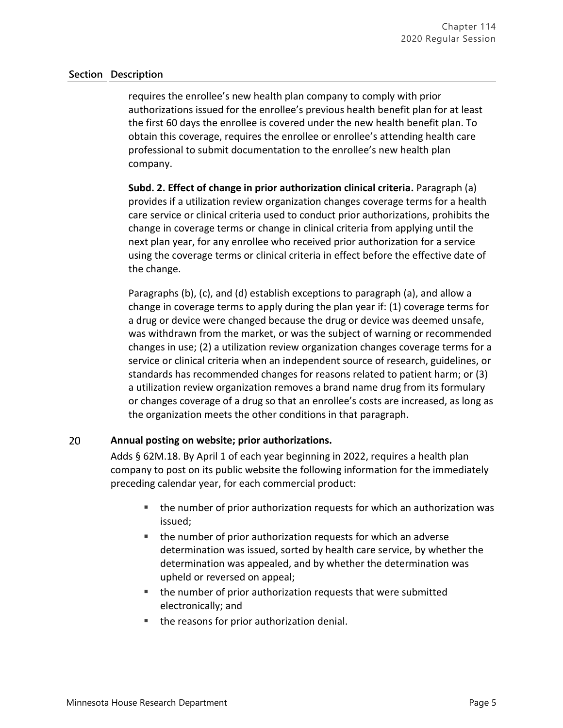| Section | Description |
|---|---|
| | requires the enrollee's new health plan company to comply with prior authorizations issued for the enrollee's previous health benefit plan for at least the first 60 days the enrollee is covered under the new health benefit plan. To obtain this coverage, requires the enrollee or enrollee's attending health care professional to submit documentation to the enrollee's new health plan company.<br><br>**Subd. 2. Effect of change in prior authorization clinical criteria.** Paragraph (a) provides if a utilization review organization changes coverage terms for a health care service or clinical criteria used to conduct prior authorizations, prohibits the change in coverage terms or change in clinical criteria from applying until the next plan year, for any enrollee who received prior authorization for a service using the coverage terms or clinical criteria in effect before the effective date of the change.<br><br>Paragraphs (b), (c), and (d) establish exceptions to paragraph (a), and allow a change in coverage terms to apply during the plan year if: (1) coverage terms for a drug or device were changed because the drug or device was deemed unsafe, was withdrawn from the market, or was the subject of warning or recommended changes in use; (2) a utilization review organization changes coverage terms for a service or clinical criteria when an independent source of research, guidelines, or standards has recommended changes for reasons related to patient harm; or (3) a utilization review organization removes a brand name drug from its formulary or changes coverage of a drug so that an enrollee's costs are increased, as long as the organization meets the other conditions in that paragraph. |
| 20 | **Annual posting on website; prior authorizations.**<br>Adds § 62M.18. By April 1 of each year beginning in 2022, requires a health plan company to post on its public website the following information for the immediately preceding calendar year, for each commercial product:<br>- the number of prior authorization requests for which an authorization was issued;<br>- the number of prior authorization requests for which an adverse determination was issued, sorted by health care service, by whether the determination was appealed, and by whether the determination was upheld or reversed on appeal;<br>- the number of prior authorization requests that were submitted electronically; and<br>- the reasons for prior authorization denial. |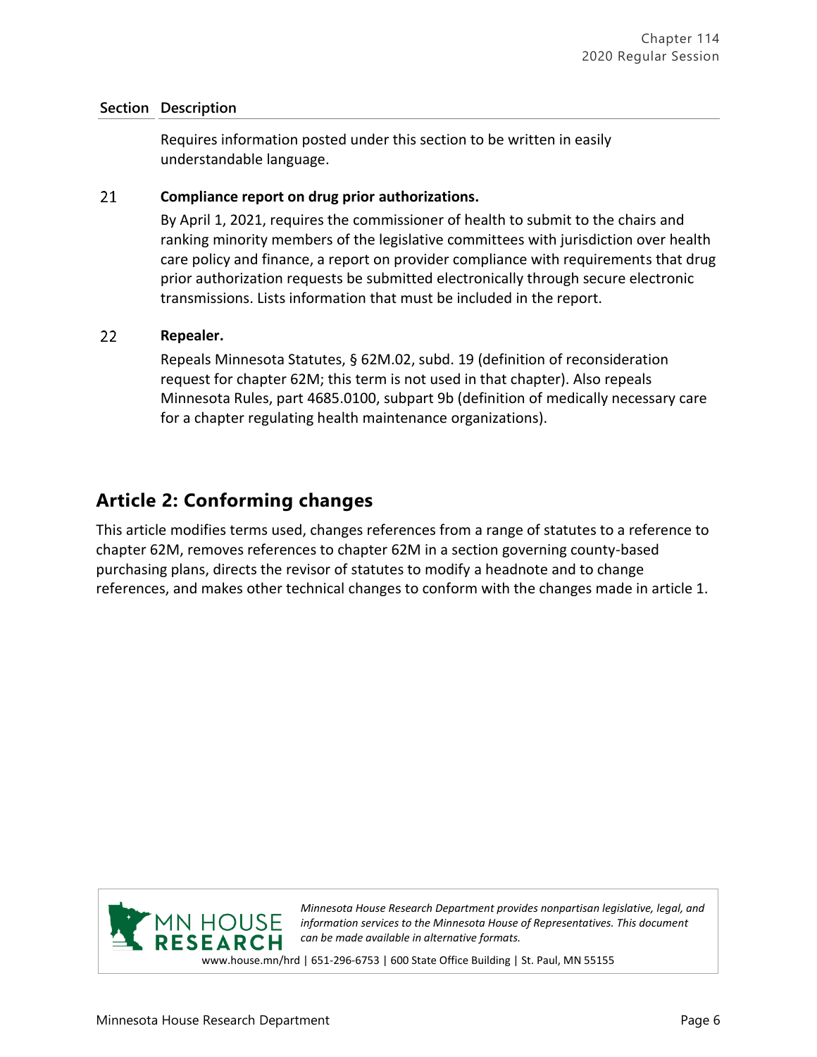| Section | Description |
|---|---|
| | Requires information posted under this section to be written in easily understandable language. |
| 21 | **Compliance report on drug prior authorizations.** By April 1, 2021, requires the commissioner of health to submit to the chairs and ranking minority members of the legislative committees with jurisdiction over health care policy and finance, a report on provider compliance with requirements that drug prior authorization requests be submitted electronically through secure electronic transmissions. Lists information that must be included in the report. |
| 22 | **Repealer.** Repeals Minnesota Statutes, § 62M.02, subd. 19 (definition of reconsideration request for chapter 62M; this term is not used in that chapter). Also repeals Minnesota Rules, part 4685.0100, subpart 9b (definition of medically necessary care for a chapter regulating health maintenance organizations). |

## Article 2: Conforming changes

This article modifies terms used, changes references from a range of statutes to a reference to chapter 62M, removes references to chapter 62M in a section governing county-based purchasing plans, directs the revisor of statutes to modify a headnote and to change references, and makes other technical changes to conform with the changes made in article 1.

MN HOUSE RESEARCH

*Minnesota House Research Department provides nonpartisan legislative, legal, and information services to the Minnesota House of Representatives. This document can be made available in alternative formats.*

www.house.mn/hrd | 651-296-6753 | 600 State Office Building | St. Paul, MN 55155